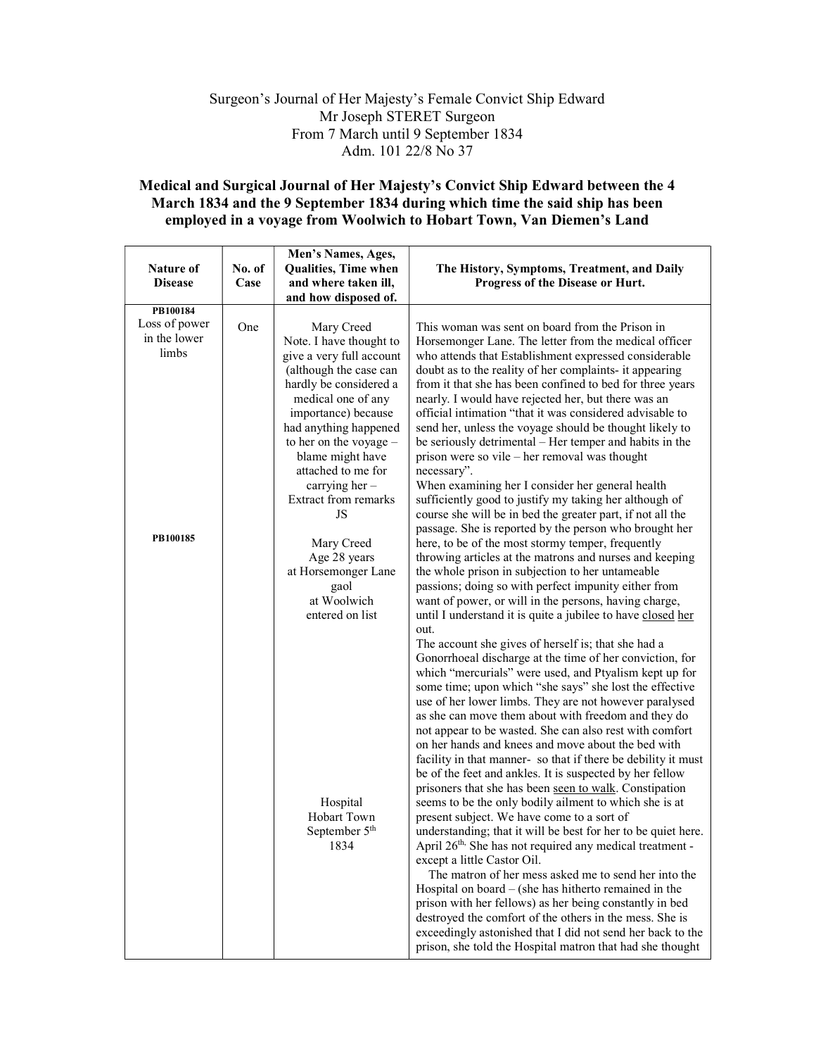Surgeon's Journal of Her Majesty's Female Convict Ship Edward
Mr Joseph STERET Surgeon
From 7 March until 9 September 1834
Adm. 101 22/8 No 37

**Medical and Surgical Journal of Her Majesty's Convict Ship Edward between the 4 March 1834 and the 9 September 1834 during which time the said ship has been employed in a voyage from Woolwich to Hobart Town, Van Diemen's Land**

| Nature of Disease | No. of Case | Men's Names, Ages, Qualities, Time when and where taken ill, and how disposed of. | The History, Symptoms, Treatment, and Daily Progress of the Disease or Hurt. |
|---|---|---|---|
| PB100184<br>Loss of power in the lower limbs<br><br>PB100185 | One | Mary Creed<br>Note. I have thought to give a very full account (although the case can hardly be considered a medical one of any importance) because had anything happened to her on the voyage – blame might have attached to me for carrying her – Extract from remarks JS<br><br>Mary Creed<br>Age 28 years<br>at Horsemonger Lane gaol<br>at Woolwich<br>entered on list<br><br>Hospital<br>Hobart Town<br>September 5th 1834 | This woman was sent on board from the Prison in Horsemonger Lane. The letter from the medical officer who attends that Establishment expressed considerable doubt as to the reality of her complaints- it appearing from it that she has been confined to bed for three years nearly. I would have rejected her, but there was an official intimation "that it was considered advisable to send her, unless the voyage should be thought likely to be seriously detrimental – Her temper and habits in the prison were so vile – her removal was thought necessary".<br>When examining her I consider her general health sufficiently good to justify my taking her although of course she will be in bed the greater part, if not all the passage. She is reported by the person who brought her here, to be of the most stormy temper, frequently throwing articles at the matrons and nurses and keeping the whole prison in subjection to her untameable passions; doing so with perfect impunity either from want of power, or will in the persons, having charge, until I understand it is quite a jubilee to have <u>closed her</u> out.<br>The account she gives of herself is; that she had a Gonorrhoeal discharge at the time of her conviction, for which "mercurials" were used, and Ptyalism kept up for some time; upon which "she says" she lost the effective use of her lower limbs. They are not however paralysed as she can move them about with freedom and they do not appear to be wasted. She can also rest with comfort on her hands and knees and move about the bed with facility in that manner- so that if there be debility it must be of the feet and ankles. It is suspected by her fellow prisoners that she has been <u>seen to walk</u>. Constipation seems to be the only bodily ailment to which she is at present subject. We have come to a sort of understanding; that it will be best for her to be quiet here.<br>April 26th. She has not required any medical treatment - except a little Castor Oil.<br>The matron of her mess asked me to send her into the Hospital on board – (she has hitherto remained in the prison with her fellows) as her being constantly in bed destroyed the comfort of the others in the mess. She is exceedingly astonished that I did not send her back to the prison, she told the Hospital matron that had she thought |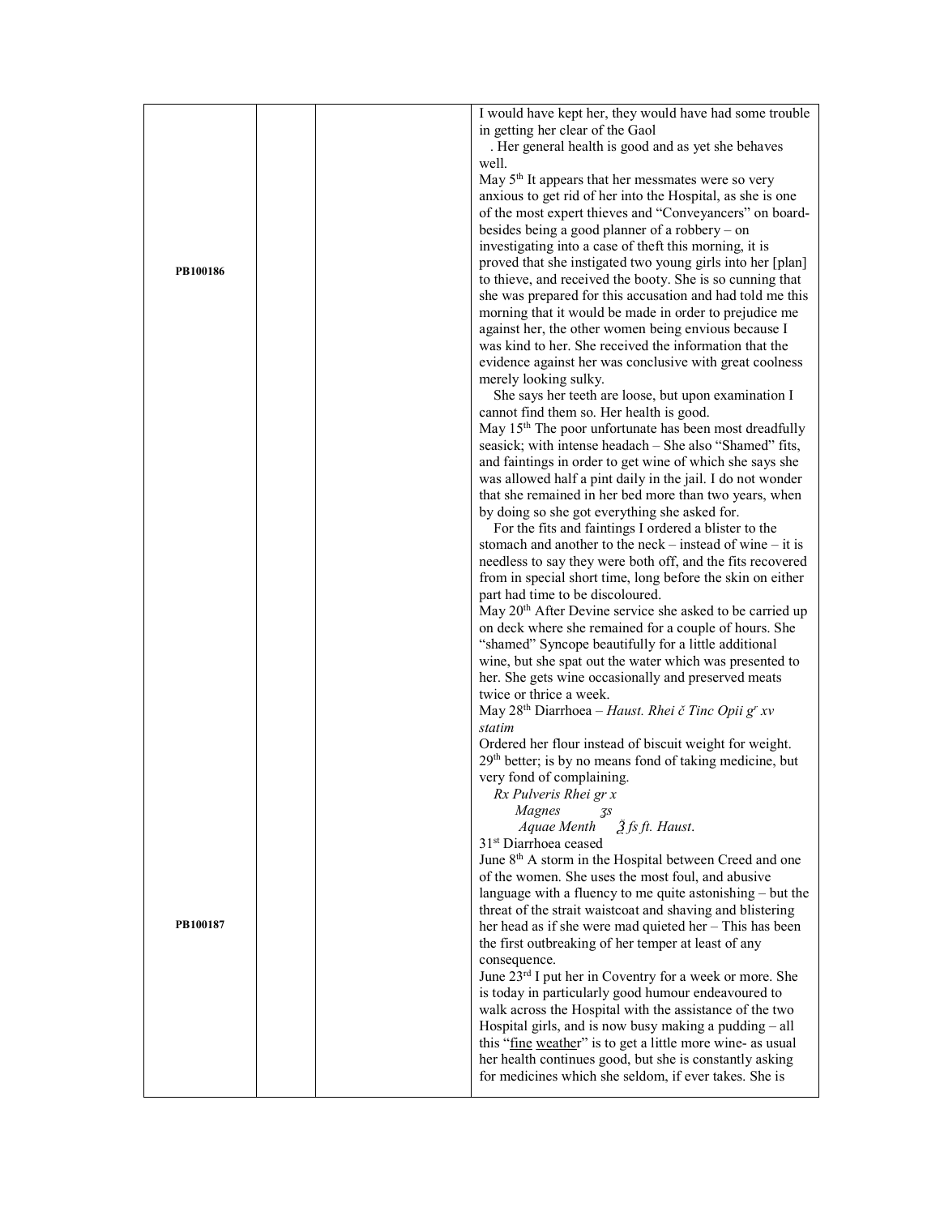| | | | |
|---|---|---|---|
| PB100186 | | | I would have kept her, they would have had some trouble in getting her clear of the Gaol<br>. Her general health is good and as yet she behaves well.<br>May 5th It appears that her messmates were so very anxious to get rid of her into the Hospital, as she is one of the most expert thieves and "Conveyancers" on board- besides being a good planner of a robbery – on investigating into a case of theft this morning, it is proved that she instigated two young girls into her [plan] to thieve, and received the booty. She is so cunning that she was prepared for this accusation and had told me this morning that it would be made in order to prejudice me against her, the other women being envious because I was kind to her. She received the information that the evidence against her was conclusive with great coolness merely looking sulky.<br>She says her teeth are loose, but upon examination I cannot find them so. Her health is good.<br>May 15th The poor unfortunate has been most dreadfully seasick; with intense headach – She also "Shamed" fits, and faintings in order to get wine of which she says she was allowed half a pint daily in the jail. I do not wonder that she remained in her bed more than two years, when by doing so she got everything she asked for.<br>For the fits and faintings I ordered a blister to the stomach and another to the neck – instead of wine – it is needless to say they were both off, and the fits recovered from in special short time, long before the skin on either part had time to be discoloured.<br>May 20th After Devine service she asked to be carried up on deck where she remained for a couple of hours. She "shamed" Syncope beautifully for a little additional wine, but she spat out the water which was presented to her. She gets wine occasionally and preserved meats twice or thrice a week.<br>May 28th Diarrhoea – *Haust. Rhei č Tinc Opii gr xv statim*<br>Ordered her flour instead of biscuit weight for weight.<br>29th better; is by no means fond of taking medicine, but very fond of complaining.<br>*Rx Pulveris Rhei gr x*<br>*Magnes ʒs*<br>*Aquae Menth ℥ fs ft. Haust.*<br>31st Diarrhoea ceased |
| PB100187 | | | June 8th A storm in the Hospital between Creed and one of the women. She uses the most foul, and abusive language with a fluency to me quite astonishing – but the threat of the strait waistcoat and shaving and blistering her head as if she were mad quieted her – This has been the first outbreaking of her temper at least of any consequence.<br>June 23rd I put her in Coventry for a week or more. She is today in particularly good humour endeavoured to walk across the Hospital with the assistance of the two Hospital girls, and is now busy making a pudding – all this "<u>fine</u> <u>weather</u>" is to get a little more wine- as usual her health continues good, but she is constantly asking for medicines which she seldom, if ever takes. She is |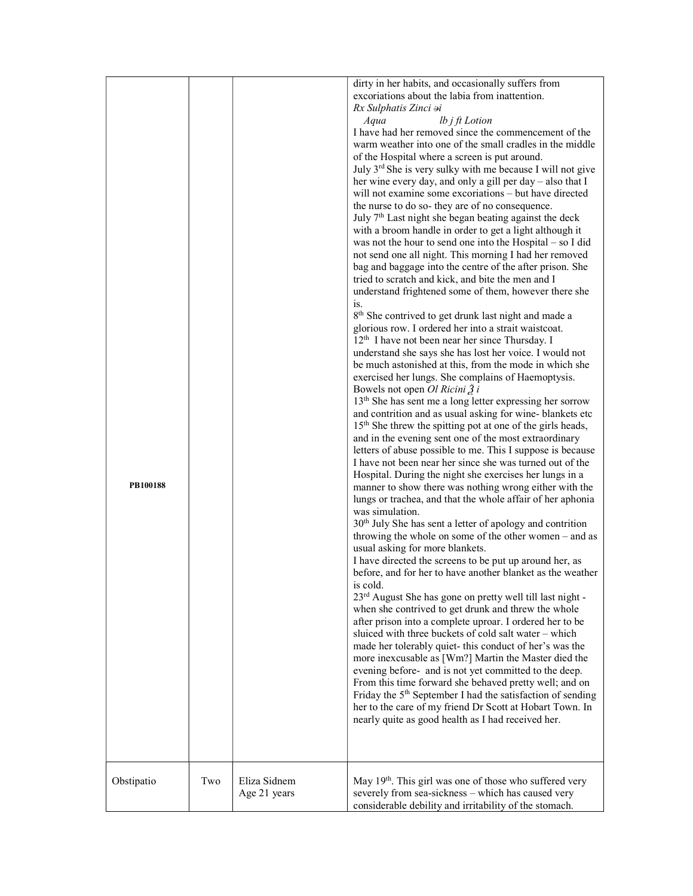| | | | |
|---|---|---|---|
| PB100188 | | | dirty in her habits, and occasionally suffers from excoriations about the labia from inattention.<br>*Rx Sulphatis Zinci ℈i*<br>*Aqua lb j ft Lotion*<br>I have had her removed since the commencement of the warm weather into one of the small cradles in the middle of the Hospital where a screen is put around.<br>July 3rd She is very sulky with me because I will not give her wine every day, and only a gill per day – also that I will not examine some excoriations – but have directed the nurse to do so- they are of no consequence.<br>July 7th Last night she began beating against the deck with a broom handle in order to get a light although it was not the hour to send one into the Hospital – so I did not send one all night. This morning I had her removed bag and baggage into the centre of the after prison. She tried to scratch and kick, and bite the men and I understand frightened some of them, however there she is.<br>8th She contrived to get drunk last night and made a glorious row. I ordered her into a strait waistcoat.<br>12th I have not been near her since Thursday. I understand she says she has lost her voice. I would not be much astonished at this, from the mode in which she exercised her lungs. She complains of Haemoptysis. Bowels not open *Ol Ricini ℥ i*<br>13th She has sent me a long letter expressing her sorrow and contrition and as usual asking for wine- blankets etc<br>15th She threw the spitting pot at one of the girls heads, and in the evening sent one of the most extraordinary letters of abuse possible to me. This I suppose is because I have not been near her since she was turned out of the Hospital. During the night she exercises her lungs in a manner to show there was nothing wrong either with the lungs or trachea, and that the whole affair of her aphonia was simulation.<br>30th July She has sent a letter of apology and contrition throwing the whole on some of the other women – and as usual asking for more blankets.<br>I have directed the screens to be put up around her, as before, and for her to have another blanket as the weather is cold.<br>23rd August She has gone on pretty well till last night - when she contrived to get drunk and threw the whole after prison into a complete uproar. I ordered her to be sluiced with three buckets of cold salt water – which made her tolerably quiet- this conduct of her's was the more inexcusable as [Wm?] Martin the Master died the evening before- and is not yet committed to the deep.<br>From this time forward she behaved pretty well; and on Friday the 5th September I had the satisfaction of sending her to the care of my friend Dr Scott at Hobart Town. In nearly quite as good health as I had received her. |
| Obstipatio | Two | Eliza Sidnem<br>Age 21 years | May 19th. This girl was one of those who suffered very severely from sea-sickness – which has caused very considerable debility and irritability of the stomach. |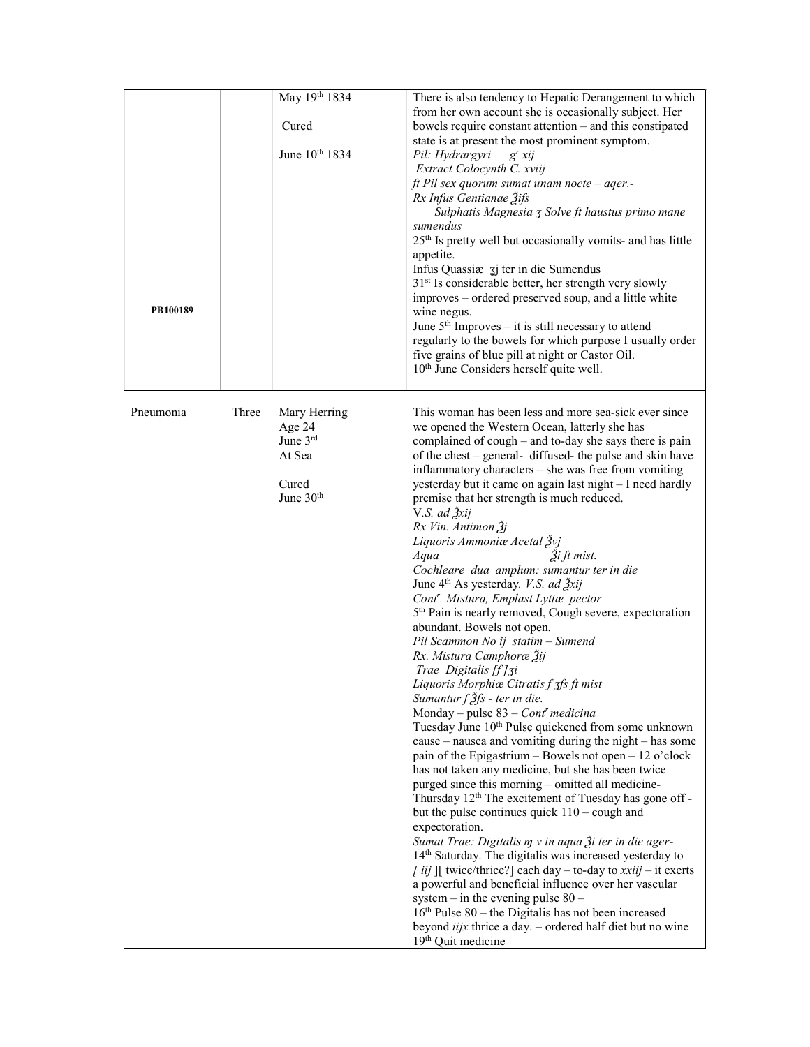| | | | |
|---|---|---|---|
| PB100189 | | May 19th 1834<br><br>Cured<br><br>June 10th 1834 | There is also tendency to Hepatic Derangement to which from her own account she is occasionally subject. Her bowels require constant attention – and this constipated state is at present the most prominent symptom.<br>*Pil: Hydrargyri gr xij*<br>*Extract Colocynth C. xviij*<br>*ft Pil sex quorum sumat unam nocte – aqer.-*<br>*Rx Infus Gentianae ℥ifs*<br>*Sulphatis Magnesia ʒ Solve ft haustus primo mane sumendus*<br>25th Is pretty well but occasionally vomits- and has little appetite.<br>Infus Quassiæ ʒj ter in die Sumendus<br>31st Is considerable better, her strength very slowly improves – ordered preserved soup, and a little white wine negus.<br>June 5th Improves – it is still necessary to attend regularly to the bowels for which purpose I usually order five grains of blue pill at night or Castor Oil.<br>10th June Considers herself quite well. |
| Pneumonia | Three | Mary Herring<br>Age 24<br>June 3rd<br>At Sea<br><br>Cured<br>June 30th | This woman has been less and more sea-sick ever since we opened the Western Ocean, latterly she has complained of cough – and to-day she says there is pain of the chest – general- diffused- the pulse and skin have inflammatory characters – she was free from vomiting yesterday but it came on again last night – I need hardly premise that her strength is much reduced.<br>*V.S. ad ℥xij*<br>*Rx Vin. Antimon ℥j*<br>*Liquoris Ammoniæ Acetal ℥vj*<br>*Aqua ℥i ft mist.*<br>*Cochleare dua amplum: sumantur ter in die*<br>June 4th As yesterday. *V.S. ad ℥xij*<br>*Contr. Mistura, Emplast Lyttæ pector*<br>5th Pain is nearly removed, Cough severe, expectoration abundant. Bowels not open.<br>*Pil Scammon No ij statim – Sumend*<br>*Rx. Mistura Camphoræ ℥ij*<br>*Trae Digitalis [f ]ʒi*<br>*Liquoris Morphiæ Citratis f ʒfs ft mist*<br>*Sumantur f ℥fs - ter in die.*<br>Monday – pulse 83 – *Contr medicina*<br>Tuesday June 10th Pulse quickened from some unknown cause – nausea and vomiting during the night – has some pain of the Epigastrium – Bowels not open – 12 o'clock has not taken any medicine, but she has been twice purged since this morning – omitted all medicine-<br>Thursday 12th The excitement of Tuesday has gone off - but the pulse continues quick 110 – cough and expectoration.<br>*Sumat Trae: Digitalis ɱ v in aqua ℥i ter in die ager-*<br>14th Saturday. The digitalis was increased yesterday to *[ iij* ][ twice/thrice?] each day – to-day to *xxiij* – it exerts a powerful and beneficial influence over her vascular system – in the evening pulse 80 –<br>16th Pulse 80 – the Digitalis has not been increased beyond *iijx* thrice a day. – ordered half diet but no wine<br>19th Quit medicine |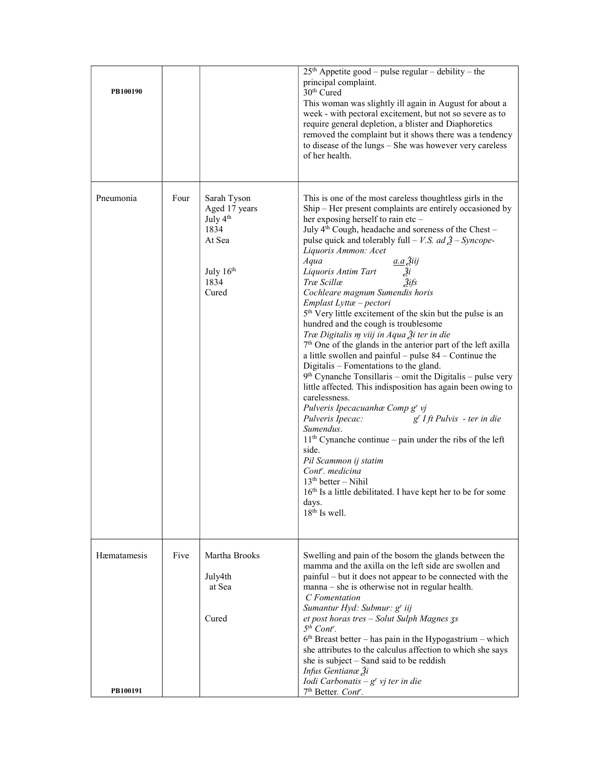| | | | |
|---|---|---|---|
| PB100190 | | | 25th Appetite good – pulse regular – debility – the principal complaint.<br>30th Cured<br>This woman was slightly ill again in August for about a week - with pectoral excitement, but not so severe as to require general depletion, a blister and Diaphoretics removed the complaint but it shows there was a tendency to disease of the lungs – She was however very careless of her health. |
| Pneumonia | Four | Sarah Tyson<br>Aged 17 years<br>July 4th<br>1834<br>At Sea<br><br>July 16th<br>1834<br>Cured | This is one of the most careless thoughtless girls in the Ship – Her present complaints are entirely occasioned by her exposing herself to rain etc –<br>July 4th Cough, headache and soreness of the Chest – pulse quick and tolerably full – *V.S. ad ℥ – Syncope-*<br>*Liquoris Ammon: Acet*<br>*Aqua* *a.a ℥iij*<br>*Liquoris Antim Tart* *℥i*<br>*Træ Scillæ* *℥ifs*<br>*Cochleare magnum Sumendis horis*<br>*Emplast Lyttæ – pectori*<br>5th Very little excitement of the skin but the pulse is an hundred and the cough is troublesome<br>*Træ Digitalis ɱ viij in Aqua ℥i ter in die*<br>7th One of the glands in the anterior part of the left axilla a little swollen and painful – pulse 84 – Continue the Digitalis – Fomentations to the gland.<br>9th Cynanche Tonsillaris – omit the Digitalis – pulse very little affected. This indisposition has again been owing to carelessness.<br>*Pulveris Ipecacuanhæ Comp gr vj*<br>*Pulveris Ipecac:* *gr I ft Pulvis - ter in die Sumendus*.<br>11th Cynanche continue – pain under the ribs of the left side.<br>*Pil Scammon ij statim*<br>*Contr. medicina*<br>13th better – Nihil<br>16th Is a little debilitated. I have kept her to be for some days.<br>18th Is well. |
| Hæmatamesis<br><br><br><br><br><br><br><br><br><br><br>PB100191 | Five | Martha Brooks<br><br>July4th<br>at Sea<br><br><br>Cured | Swelling and pain of the bosom the glands between the mamma and the axilla on the left side are swollen and painful – but it does not appear to be connected with the manna – she is otherwise not in regular health.<br>*C Fomentation*<br>*Sumantur Hyd: Submur: gr iij*<br>*et post horas tres – Solut Sulph Magnes ʒs*<br>*5th Contr.*<br>6th Breast better – has pain in the Hypogastrium – which she attributes to the calculus affection to which she says she is subject – Sand said to be reddish<br>*Infus Gentianæ ℥i*<br>*Iodi Carbonatis – gr vj ter in die*<br>7th Better. *Contr.* |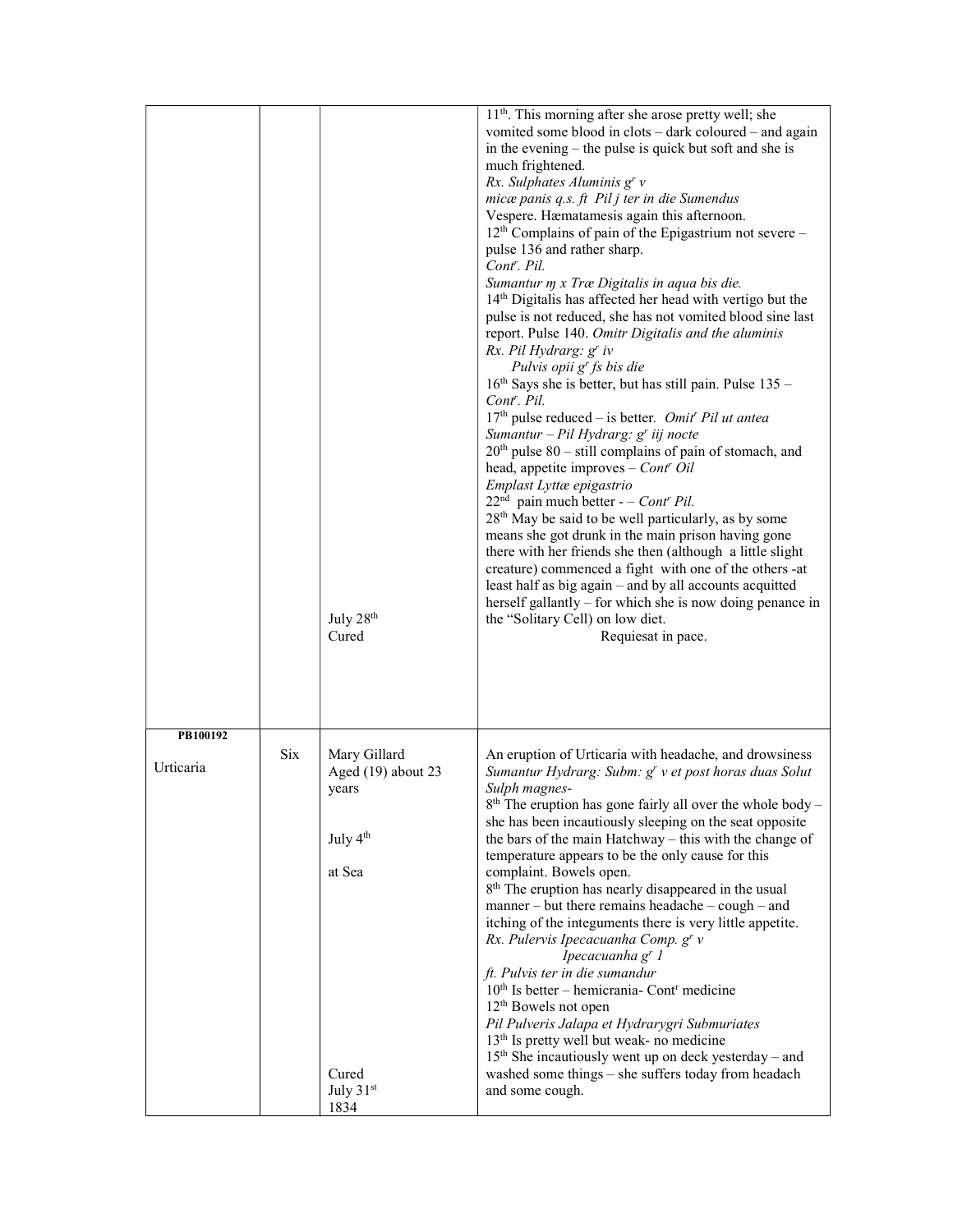| | | | |
|---|---|---|---|
| | | July 28th<br>Cured | 11th. This morning after she arose pretty well; she vomited some blood in clots – dark coloured – and again in the evening – the pulse is quick but soft and she is much frightened.<br>*Rx. Sulphates Aluminis gr v*<br>*micæ panis q.s. ft Pil j ter in die Sumendus*<br>Vespere. Hæmatamesis again this afternoon.<br>12th Complains of pain of the Epigastrium not severe – pulse 136 and rather sharp.<br>*Contr. Pil.*<br>*Sumantur ɱ x Træ Digitalis in aqua bis die.*<br>14th Digitalis has affected her head with vertigo but the pulse is not reduced, she has not vomited blood sine last report. Pulse 140. *Omitr Digitalis and the aluminis*<br>*Rx. Pil Hydrarg: gr iv*<br>*Pulvis opii gr fs bis die*<br>16th Says she is better, but has still pain. Pulse 135 – *Contr. Pil.*<br>17th pulse reduced – is better. *Omitr Pil ut antea*<br>*Sumantur – Pil Hydrarg: gr iij nocte*<br>20th pulse 80 – still complains of pain of stomach, and head, appetite improves – *Contr Oil*<br>*Emplast Lyttæ epigastrio*<br>22nd pain much better - – *Contr Pil.*<br>28th May be said to be well particularly, as by some means she got drunk in the main prison having gone there with her friends she then (although a little slight creature) commenced a fight with one of the others -at least half as big again – and by all accounts acquitted herself gallantly – for which she is now doing penance in the "Solitary Cell) on low diet.<br>Requiesat in pace. |
| **PB100192**<br><br>Urticaria | Six | Mary Gillard<br>Aged (19) about 23 years<br><br>July 4th<br><br>at Sea<br><br>Cured<br>July 31st<br>1834 | An eruption of Urticaria with headache, and drowsiness<br>*Sumantur Hydrarg: Subm: gr v et post horas duas Solut Sulph magnes-*<br>8th The eruption has gone fairly all over the whole body – she has been incautiously sleeping on the seat opposite the bars of the main Hatchway – this with the change of temperature appears to be the only cause for this complaint. Bowels open.<br>8th The eruption has nearly disappeared in the usual manner – but there remains headache – cough – and itching of the integuments there is very little appetite.<br>*Rx. Pulervis Ipecacuanha Comp. gr v*<br>*Ipecacuanha gr 1*<br>*ft. Pulvis ter in die sumandur*<br>10th Is better – hemicrania- Contr medicine<br>12th Bowels not open<br>*Pil Pulveris Jalapa et Hydrarygri Submuriates*<br>13th Is pretty well but weak- no medicine<br>15th She incautiously went up on deck yesterday – and washed some things – she suffers today from headach and some cough. |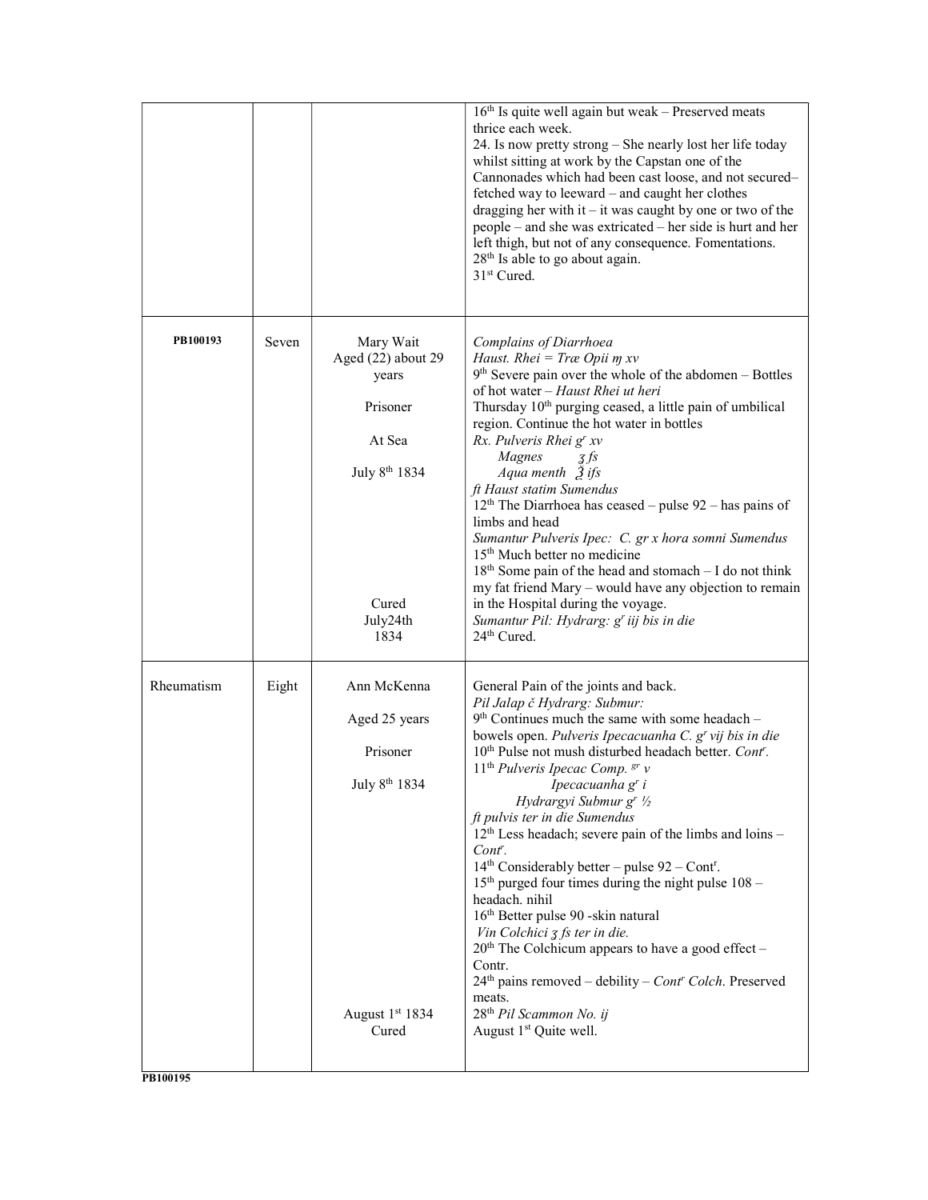| | | | |
|---|---|---|---|
| | | | 16th Is quite well again but weak – Preserved meats thrice each week.<br>24. Is now pretty strong – She nearly lost her life today whilst sitting at work by the Capstan one of the Cannonades which had been cast loose, and not secured– fetched way to leeward – and caught her clothes dragging her with it – it was caught by one or two of the people – and she was extricated – her side is hurt and her left thigh, but not of any consequence. Fomentations.<br>28th Is able to go about again.<br>31st Cured. |
| **PB100193** | Seven | Mary Wait<br>Aged (22) about 29 years<br><br>Prisoner<br><br>At Sea<br><br>July 8th 1834<br><br><br><br><br><br>Cured<br>July24th<br>1834 | *Complains of Diarrhoea*<br>*Haust. Rhei = Træ Opii ɱ xv*<br>9th Severe pain over the whole of the abdomen – Bottles of hot water – *Haust Rhei ut heri*<br>Thursday 10th purging ceased, a little pain of umbilical region. Continue the hot water in bottles<br>*Rx. Pulveris Rhei gr xv*<br>*Magnes ʒ fs*<br>*Aqua menth ℥ ifs*<br>*ft Haust statim Sumendus*<br>12th The Diarrhoea has ceased – pulse 92 – has pains of limbs and head<br>*Sumantur Pulveris Ipec: C. gr x hora somni Sumendus*<br>15th Much better no medicine<br>18th Some pain of the head and stomach – I do not think my fat friend Mary – would have any objection to remain in the Hospital during the voyage.<br>*Sumantur Pil: Hydrarg: gr iij bis in die*<br>24th Cured. |
| Rheumatism | Eight | Ann McKenna<br><br>Aged 25 years<br><br>Prisoner<br><br>July 8th 1834<br><br><br><br><br><br><br><br><br><br><br><br>August 1st 1834<br>Cured | General Pain of the joints and back.<br>*Pil Jalap č Hydrarg: Submur:*<br>9th Continues much the same with some headach – bowels open. *Pulveris Ipecacuanha C. gr vij bis in die*<br>10th Pulse not mush disturbed headach better. *Contr.*<br>11th *Pulveris Ipecac Comp. gr v*<br>*Ipecacuanha gr i*<br>*Hydrargyi Submur gr ½*<br>*ft pulvis ter in die Sumendus*<br>12th Less headach; severe pain of the limbs and loins – *Contr.*<br>14th Considerably better – pulse 92 – Contr.<br>15th purged four times during the night pulse 108 – headach. nihil<br>16th Better pulse 90 -skin natural<br>*Vin Colchici ʒ fs ter in die.*<br>20th The Colchicum appears to have a good effect – Contr.<br>24th pains removed – debility – *Contr Colch*. Preserved meats.<br>28th *Pil Scammon No. ij*<br>August 1st Quite well. |

**PB100195**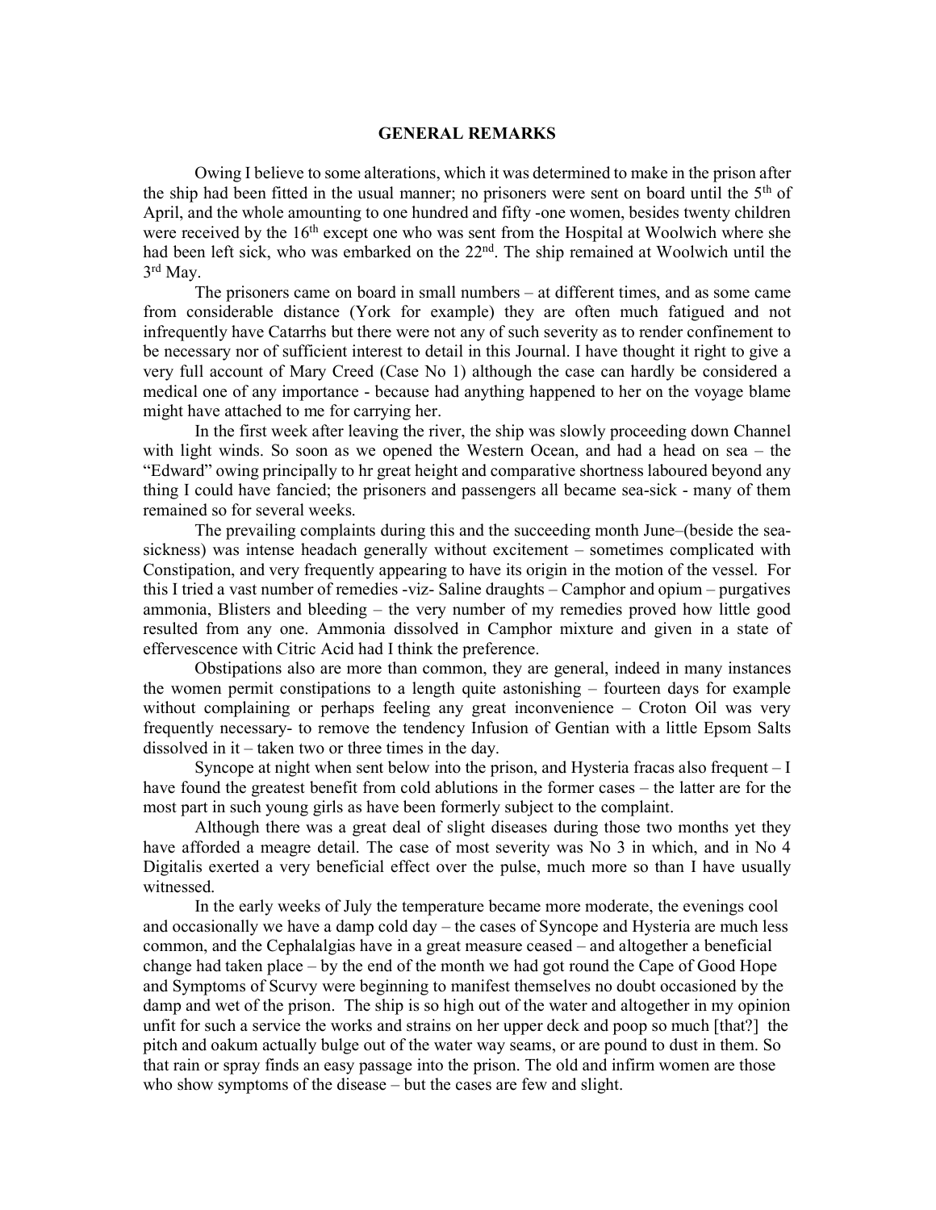## GENERAL REMARKS

Owing I believe to some alterations, which it was determined to make in the prison after the ship had been fitted in the usual manner; no prisoners were sent on board until the 5th of April, and the whole amounting to one hundred and fifty -one women, besides twenty children were received by the 16th except one who was sent from the Hospital at Woolwich where she had been left sick, who was embarked on the 22nd. The ship remained at Woolwich until the 3rd May.

The prisoners came on board in small numbers – at different times, and as some came from considerable distance (York for example) they are often much fatigued and not infrequently have Catarrhs but there were not any of such severity as to render confinement to be necessary nor of sufficient interest to detail in this Journal. I have thought it right to give a very full account of Mary Creed (Case No 1) although the case can hardly be considered a medical one of any importance - because had anything happened to her on the voyage blame might have attached to me for carrying her.

In the first week after leaving the river, the ship was slowly proceeding down Channel with light winds. So soon as we opened the Western Ocean, and had a head on sea – the "Edward" owing principally to hr great height and comparative shortness laboured beyond any thing I could have fancied; the prisoners and passengers all became sea-sick - many of them remained so for several weeks.

The prevailing complaints during this and the succeeding month June–(beside the sea-sickness) was intense headach generally without excitement – sometimes complicated with Constipation, and very frequently appearing to have its origin in the motion of the vessel. For this I tried a vast number of remedies -viz- Saline draughts – Camphor and opium – purgatives ammonia, Blisters and bleeding – the very number of my remedies proved how little good resulted from any one. Ammonia dissolved in Camphor mixture and given in a state of effervescence with Citric Acid had I think the preference.

Obstipations also are more than common, they are general, indeed in many instances the women permit constipations to a length quite astonishing – fourteen days for example without complaining or perhaps feeling any great inconvenience – Croton Oil was very frequently necessary- to remove the tendency Infusion of Gentian with a little Epsom Salts dissolved in it – taken two or three times in the day.

Syncope at night when sent below into the prison, and Hysteria fracas also frequent – I have found the greatest benefit from cold ablutions in the former cases – the latter are for the most part in such young girls as have been formerly subject to the complaint.

Although there was a great deal of slight diseases during those two months yet they have afforded a meagre detail. The case of most severity was No 3 in which, and in No 4 Digitalis exerted a very beneficial effect over the pulse, much more so than I have usually witnessed.

In the early weeks of July the temperature became more moderate, the evenings cool and occasionally we have a damp cold day – the cases of Syncope and Hysteria are much less common, and the Cephalalgias have in a great measure ceased – and altogether a beneficial change had taken place – by the end of the month we had got round the Cape of Good Hope and Symptoms of Scurvy were beginning to manifest themselves no doubt occasioned by the damp and wet of the prison. The ship is so high out of the water and altogether in my opinion unfit for such a service the works and strains on her upper deck and poop so much [that?] the pitch and oakum actually bulge out of the water way seams, or are pound to dust in them. So that rain or spray finds an easy passage into the prison. The old and infirm women are those who show symptoms of the disease – but the cases are few and slight.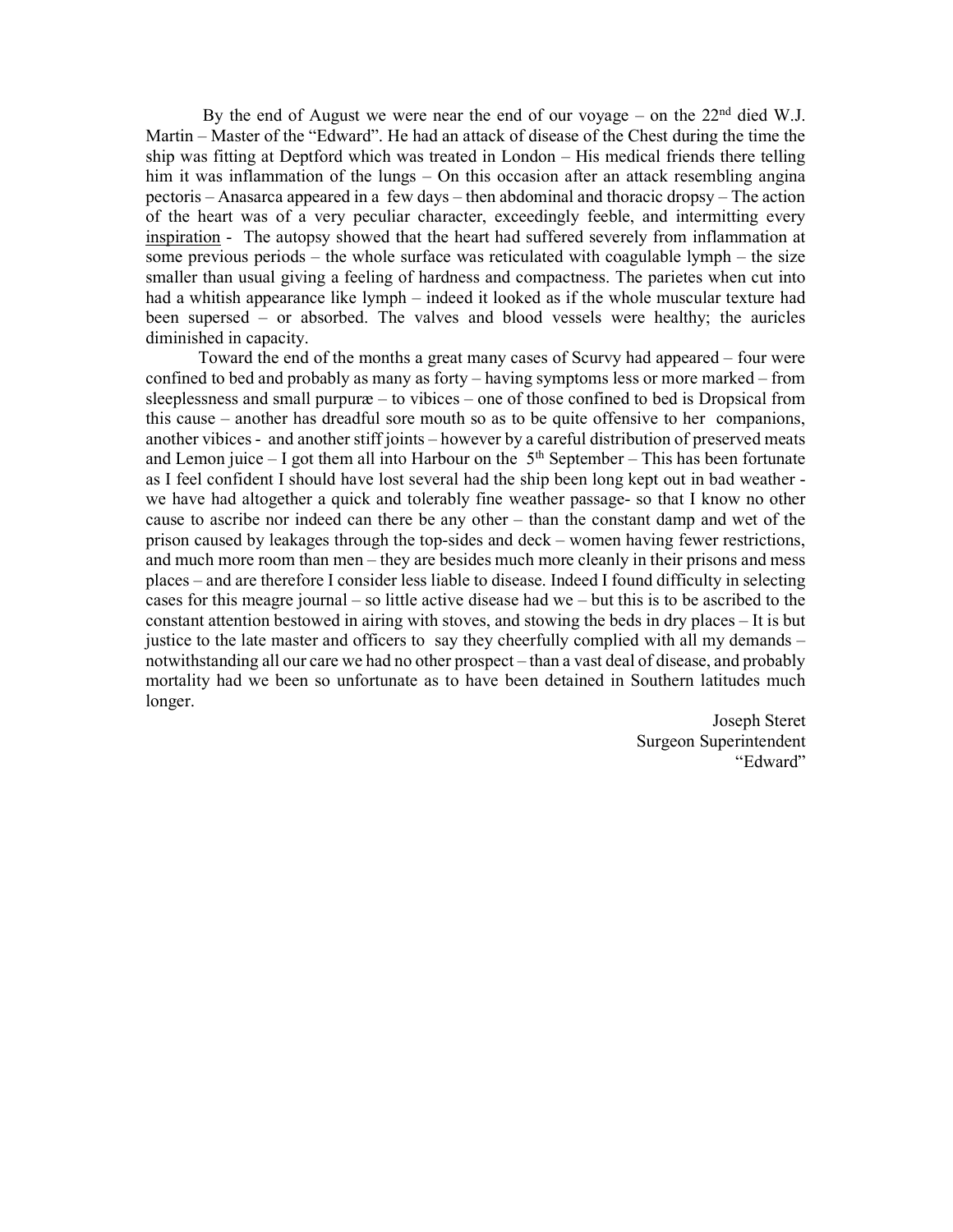By the end of August we were near the end of our voyage – on the 22nd died W.J. Martin – Master of the "Edward". He had an attack of disease of the Chest during the time the ship was fitting at Deptford which was treated in London – His medical friends there telling him it was inflammation of the lungs – On this occasion after an attack resembling angina pectoris – Anasarca appeared in a few days – then abdominal and thoracic dropsy – The action of the heart was of a very peculiar character, exceedingly feeble, and intermitting every inspiration - The autopsy showed that the heart had suffered severely from inflammation at some previous periods – the whole surface was reticulated with coagulable lymph – the size smaller than usual giving a feeling of hardness and compactness. The parietes when cut into had a whitish appearance like lymph – indeed it looked as if the whole muscular texture had been supersed – or absorbed. The valves and blood vessels were healthy; the auricles diminished in capacity.

Toward the end of the months a great many cases of Scurvy had appeared – four were confined to bed and probably as many as forty – having symptoms less or more marked – from sleeplessness and small purpuræ – to vibices – one of those confined to bed is Dropsical from this cause – another has dreadful sore mouth so as to be quite offensive to her companions, another vibices - and another stiff joints – however by a careful distribution of preserved meats and Lemon juice – I got them all into Harbour on the 5th September – This has been fortunate as I feel confident I should have lost several had the ship been long kept out in bad weather - we have had altogether a quick and tolerably fine weather passage- so that I know no other cause to ascribe nor indeed can there be any other – than the constant damp and wet of the prison caused by leakages through the top-sides and deck – women having fewer restrictions, and much more room than men – they are besides much more cleanly in their prisons and mess places – and are therefore I consider less liable to disease. Indeed I found difficulty in selecting cases for this meagre journal – so little active disease had we – but this is to be ascribed to the constant attention bestowed in airing with stoves, and stowing the beds in dry places – It is but justice to the late master and officers to say they cheerfully complied with all my demands – notwithstanding all our care we had no other prospect – than a vast deal of disease, and probably mortality had we been so unfortunate as to have been detained in Southern latitudes much longer.

Joseph Steret  
Surgeon Superintendent  
"Edward"